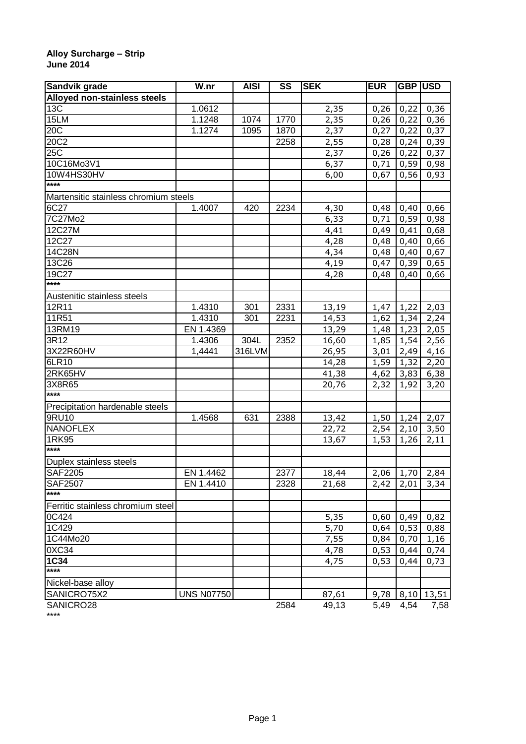**Alloy Surcharge – Strip**
**June 2014**

| Sandvik grade | W.nr | AISI | SS | SEK | EUR | GBP | USD |
|---|---|---|---|---|---|---|---|
| **Alloyed non-stainless steels** | | | | | | | |
| 13C | 1.0612 | | | 2,35 | 0,26 | 0,22 | 0,36 |
| 15LM | 1.1248 | 1074 | 1770 | 2,35 | 0,26 | 0,22 | 0,36 |
| 20C | 1.1274 | 1095 | 1870 | 2,37 | 0,27 | 0,22 | 0,37 |
| 20C2 | | | 2258 | 2,55 | 0,28 | 0,24 | 0,39 |
| 25C | | | | 2,37 | 0,26 | 0,22 | 0,37 |
| 10C16Mo3V1 | | | | 6,37 | 0,71 | 0,59 | 0,98 |
| 10W4HS30HV | | | | 6,00 | 0,67 | 0,56 | 0,93 |
| **** | | | | | | | |
| Martensitic stainless chromium steels | | | | | | | |
| 6C27 | 1.4007 | 420 | 2234 | 4,30 | 0,48 | 0,40 | 0,66 |
| 7C27Mo2 | | | | 6,33 | 0,71 | 0,59 | 0,98 |
| 12C27M | | | | 4,41 | 0,49 | 0,41 | 0,68 |
| 12C27 | | | | 4,28 | 0,48 | 0,40 | 0,66 |
| 14C28N | | | | 4,34 | 0,48 | 0,40 | 0,67 |
| 13C26 | | | | 4,19 | 0,47 | 0,39 | 0,65 |
| 19C27 | | | | 4,28 | 0,48 | 0,40 | 0,66 |
| **** | | | | | | | |
| Austenitic stainless steels | | | | | | | |
| 12R11 | 1.4310 | 301 | 2331 | 13,19 | 1,47 | 1,22 | 2,03 |
| 11R51 | 1.4310 | 301 | 2231 | 14,53 | 1,62 | 1,34 | 2,24 |
| 13RM19 | EN 1.4369 | | | 13,29 | 1,48 | 1,23 | 2,05 |
| 3R12 | 1.4306 | 304L | 2352 | 16,60 | 1,85 | 1,54 | 2,56 |
| 3X22R60HV | 1,4441 | 316LVM | | 26,95 | 3,01 | 2,49 | 4,16 |
| 6LR10 | | | | 14,28 | 1,59 | 1,32 | 2,20 |
| 2RK65HV | | | | 41,38 | 4,62 | 3,83 | 6,38 |
| 3X8R65 | | | | 20,76 | 2,32 | 1,92 | 3,20 |
| **** | | | | | | | |
| Precipitation hardenable steels | | | | | | | |
| 9RU10 | 1.4568 | 631 | 2388 | 13,42 | 1,50 | 1,24 | 2,07 |
| NANOFLEX | | | | 22,72 | 2,54 | 2,10 | 3,50 |
| 1RK95 | | | | 13,67 | 1,53 | 1,26 | 2,11 |
| **** | | | | | | | |
| Duplex stainless steels | | | | | | | |
| SAF2205 | EN 1.4462 | | 2377 | 18,44 | 2,06 | 1,70 | 2,84 |
| SAF2507 | EN 1.4410 | | 2328 | 21,68 | 2,42 | 2,01 | 3,34 |
| **** | | | | | | | |
| Ferritic stainless chromium steel | | | | | | | |
| 0C424 | | | | 5,35 | 0,60 | 0,49 | 0,82 |
| 1C429 | | | | 5,70 | 0,64 | 0,53 | 0,88 |
| 1C44Mo20 | | | | 7,55 | 0,84 | 0,70 | 1,16 |
| 0XC34 | | | | 4,78 | 0,53 | 0,44 | 0,74 |
| **1C34** | | | | 4,75 | 0,53 | 0,44 | 0,73 |
| **** | | | | | | | |
| Nickel-base alloy | | | | | | | |
| SANICRO75X2 | UNS N07750 | | | 87,61 | 9,78 | 8,10 | 13,51 |
| SANICRO28 | | | 2584 | 49,13 | 5,49 | 4,54 | 7,58 |
| **** | | | | | | | |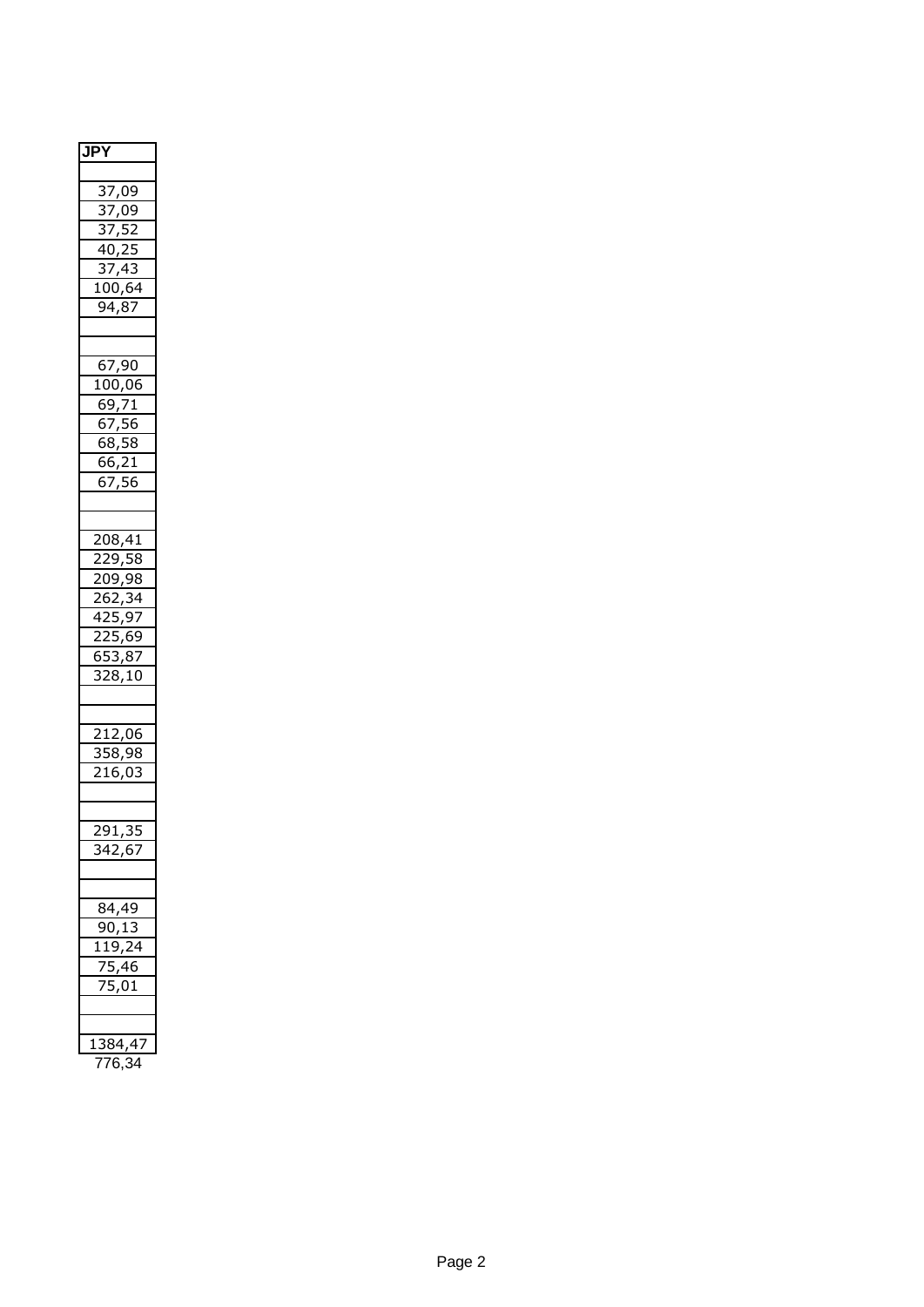| JPY |
|---|
| |
| 37,09 |
| 37,09 |
| 37,52 |
| 40,25 |
| 37,43 |
| 100,64 |
| 94,87 |
| |
| |
| 67,90 |
| 100,06 |
| 69,71 |
| 67,56 |
| 68,58 |
| 66,21 |
| 67,56 |
| |
| |
| 208,41 |
| 229,58 |
| 209,98 |
| 262,34 |
| 425,97 |
| 225,69 |
| 653,87 |
| 328,10 |
| |
| |
| 212,06 |
| 358,98 |
| 216,03 |
| |
| |
| 291,35 |
| 342,67 |
| |
| |
| 84,49 |
| 90,13 |
| 119,24 |
| 75,46 |
| 75,01 |
| |
| |
| 1384,47 |
| 776,34 |